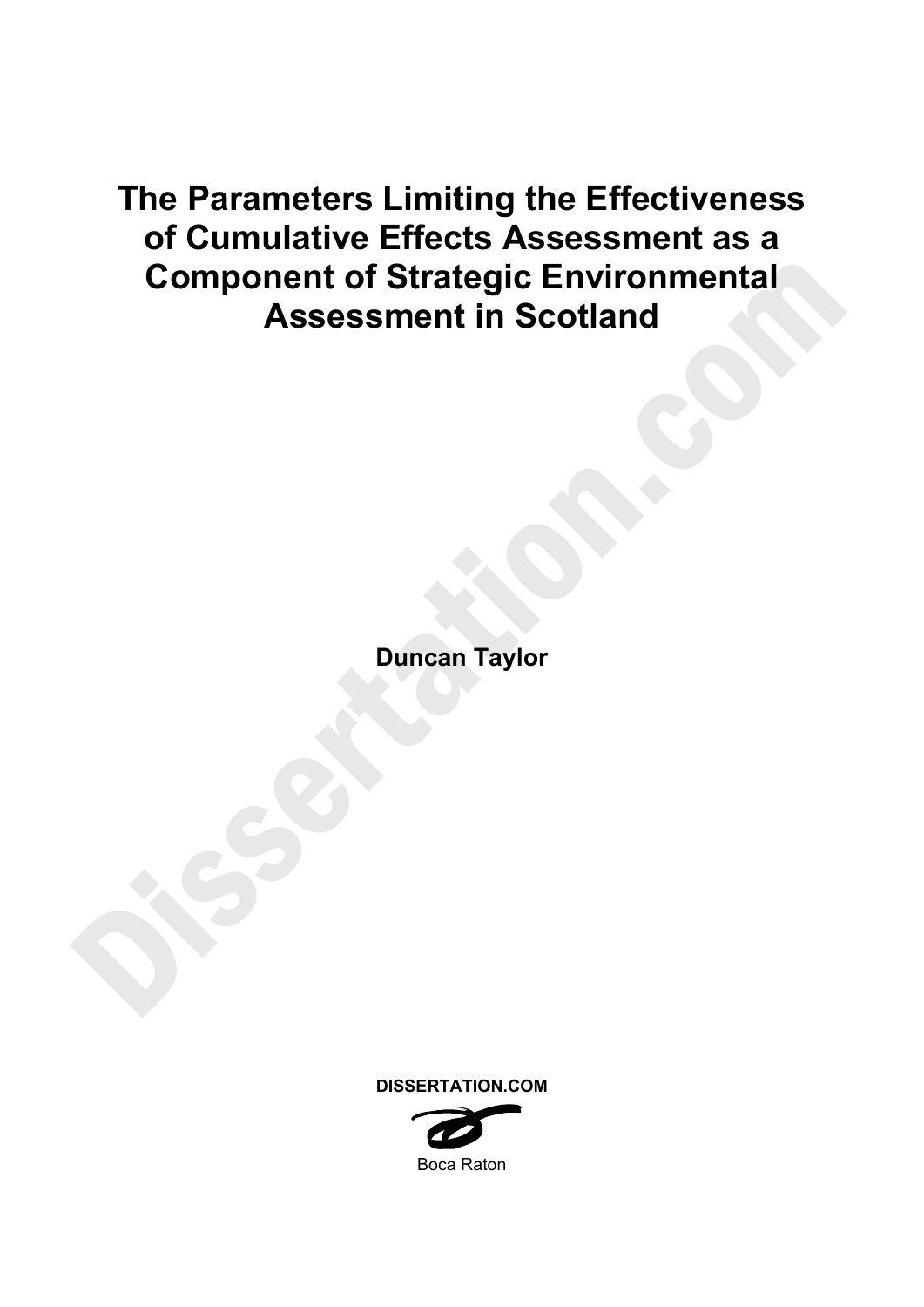# The Parameters Limiting the Effectiveness of Cumulative Effects Assessment as a Component of Strategic Environmental Assessment in Scotland

**Duncan Taylor**

**DISSERTATION.COM**

Boca Raton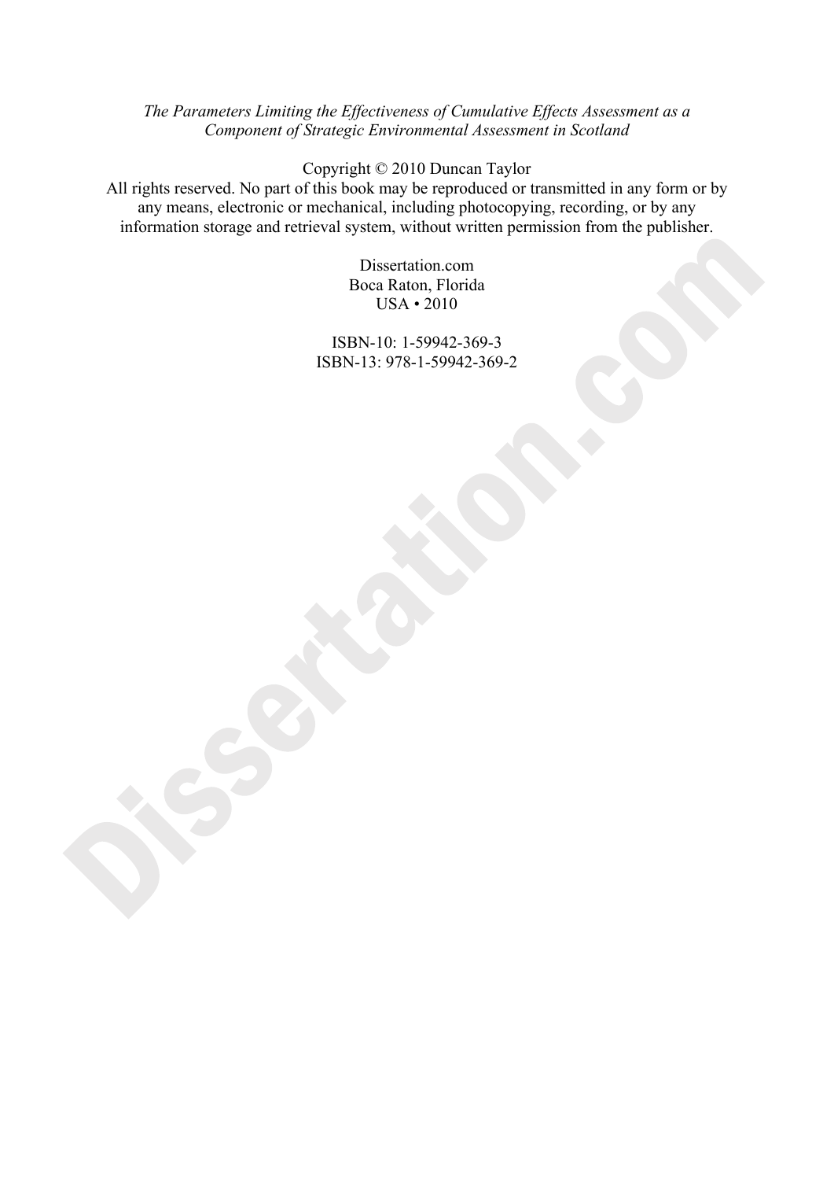*The Parameters Limiting the Effectiveness of Cumulative Effects Assessment as a Component of Strategic Environmental Assessment in Scotland*

Copyright © 2010 Duncan Taylor
All rights reserved. No part of this book may be reproduced or transmitted in any form or by any means, electronic or mechanical, including photocopying, recording, or by any information storage and retrieval system, without written permission from the publisher.

Dissertation.com
Boca Raton, Florida
USA • 2010

ISBN-10: 1-59942-369-3
ISBN-13: 978-1-59942-369-2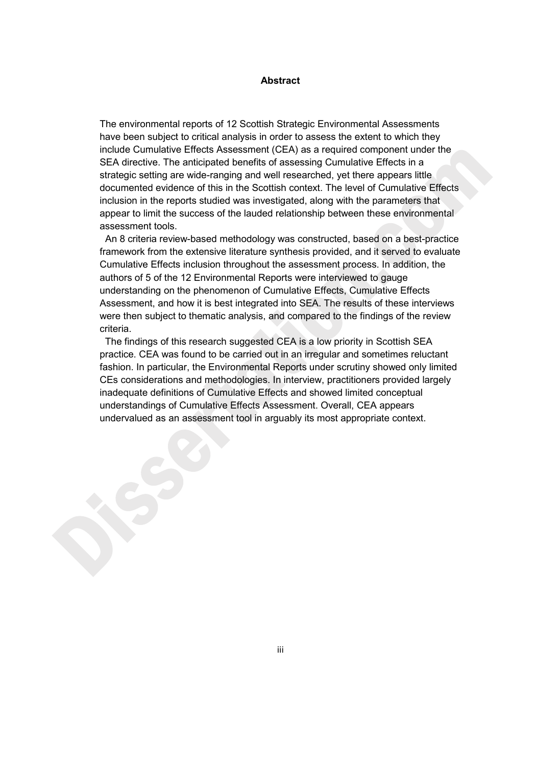# Abstract

The environmental reports of 12 Scottish Strategic Environmental Assessments have been subject to critical analysis in order to assess the extent to which they include Cumulative Effects Assessment (CEA) as a required component under the SEA directive. The anticipated benefits of assessing Cumulative Effects in a strategic setting are wide-ranging and well researched, yet there appears little documented evidence of this in the Scottish context. The level of Cumulative Effects inclusion in the reports studied was investigated, along with the parameters that appear to limit the success of the lauded relationship between these environmental assessment tools.

An 8 criteria review-based methodology was constructed, based on a best-practice framework from the extensive literature synthesis provided, and it served to evaluate Cumulative Effects inclusion throughout the assessment process. In addition, the authors of 5 of the 12 Environmental Reports were interviewed to gauge understanding on the phenomenon of Cumulative Effects, Cumulative Effects Assessment, and how it is best integrated into SEA. The results of these interviews were then subject to thematic analysis, and compared to the findings of the review criteria.

The findings of this research suggested CEA is a low priority in Scottish SEA practice. CEA was found to be carried out in an irregular and sometimes reluctant fashion. In particular, the Environmental Reports under scrutiny showed only limited CEs considerations and methodologies. In interview, practitioners provided largely inadequate definitions of Cumulative Effects and showed limited conceptual understandings of Cumulative Effects Assessment. Overall, CEA appears undervalued as an assessment tool in arguably its most appropriate context.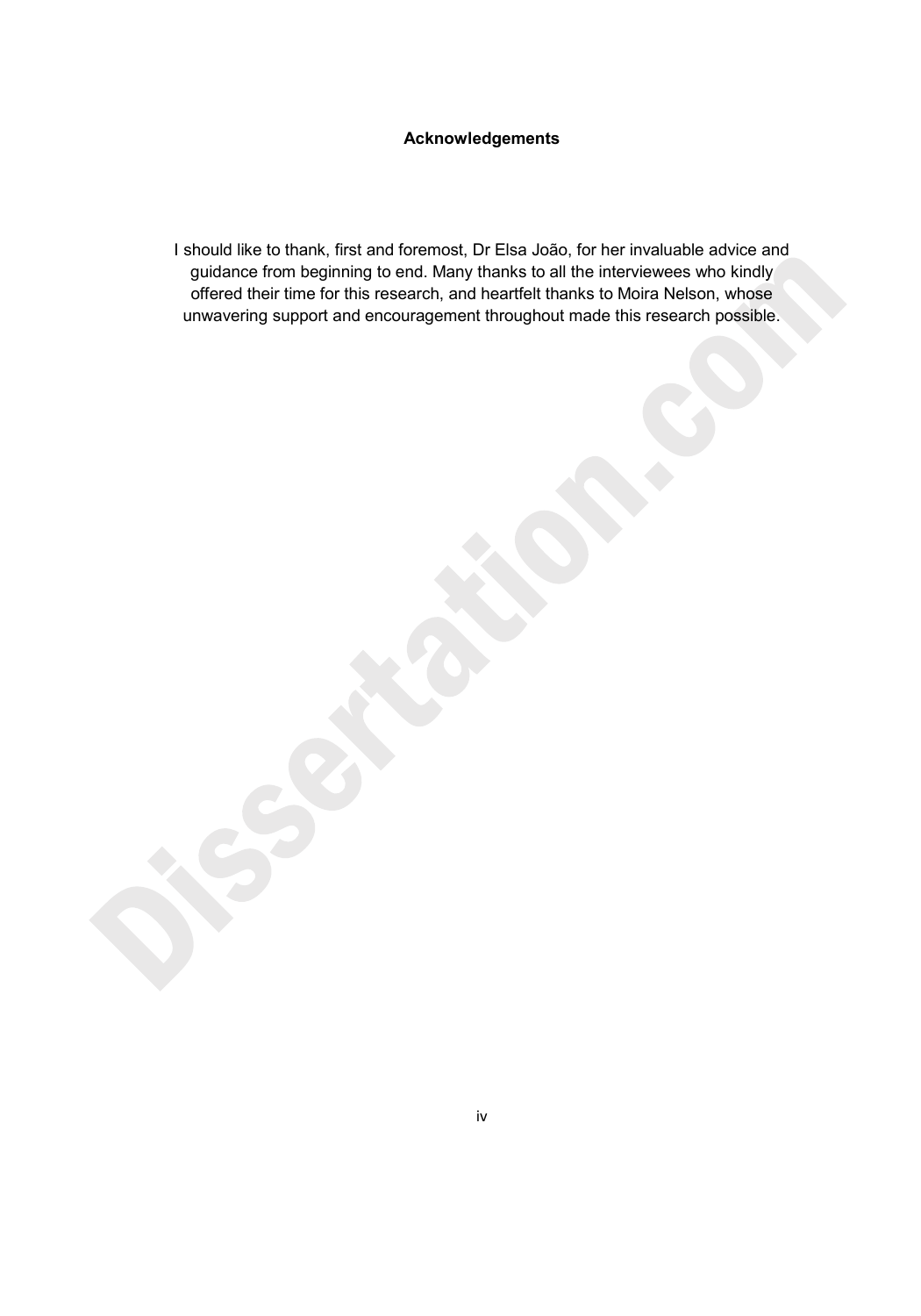## Acknowledgements

I should like to thank, first and foremost, Dr Elsa João, for her invaluable advice and guidance from beginning to end. Many thanks to all the interviewees who kindly offered their time for this research, and heartfelt thanks to Moira Nelson, whose unwavering support and encouragement throughout made this research possible.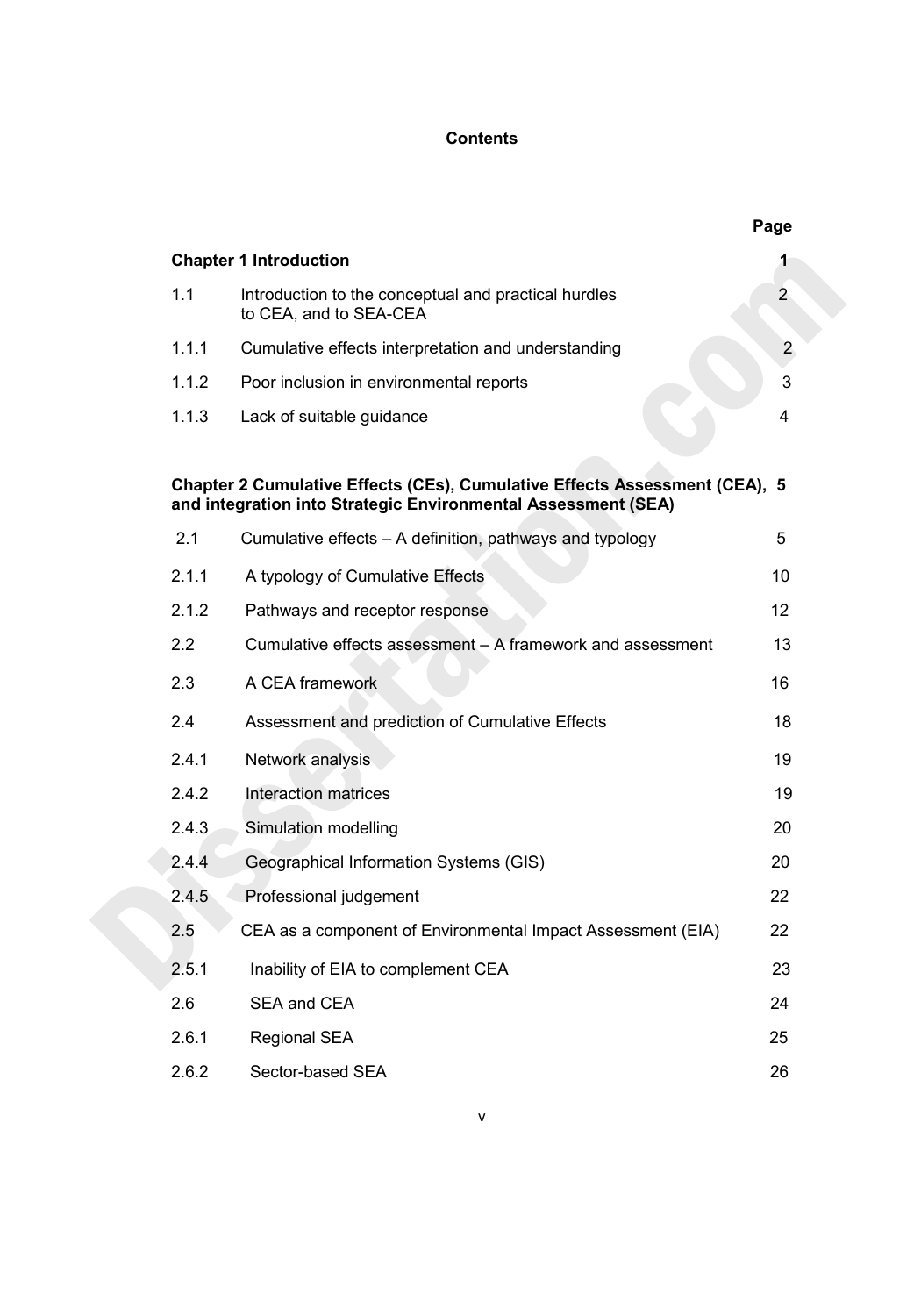**Contents**

| | | Page |
|---|---|---|
| **Chapter 1 Introduction** | | 1 |
| 1.1 | Introduction to the conceptual and practical hurdles to CEA, and to SEA-CEA | 2 |
| 1.1.1 | Cumulative effects interpretation and understanding | 2 |
| 1.1.2 | Poor inclusion in environmental reports | 3 |
| 1.1.3 | Lack of suitable guidance | 4 |
| **Chapter 2 Cumulative Effects (CEs), Cumulative Effects Assessment (CEA), and integration into Strategic Environmental Assessment (SEA)** | | 5 |
| 2.1 | Cumulative effects – A definition, pathways and typology | 5 |
| 2.1.1 | A typology of Cumulative Effects | 10 |
| 2.1.2 | Pathways and receptor response | 12 |
| 2.2 | Cumulative effects assessment – A framework and assessment | 13 |
| 2.3 | A CEA framework | 16 |
| 2.4 | Assessment and prediction of Cumulative Effects | 18 |
| 2.4.1 | Network analysis | 19 |
| 2.4.2 | Interaction matrices | 19 |
| 2.4.3 | Simulation modelling | 20 |
| 2.4.4 | Geographical Information Systems (GIS) | 20 |
| 2.4.5 | Professional judgement | 22 |
| 2.5 | CEA as a component of Environmental Impact Assessment (EIA) | 22 |
| 2.5.1 | Inability of EIA to complement CEA | 23 |
| 2.6 | SEA and CEA | 24 |
| 2.6.1 | Regional SEA | 25 |
| 2.6.2 | Sector-based SEA | 26 |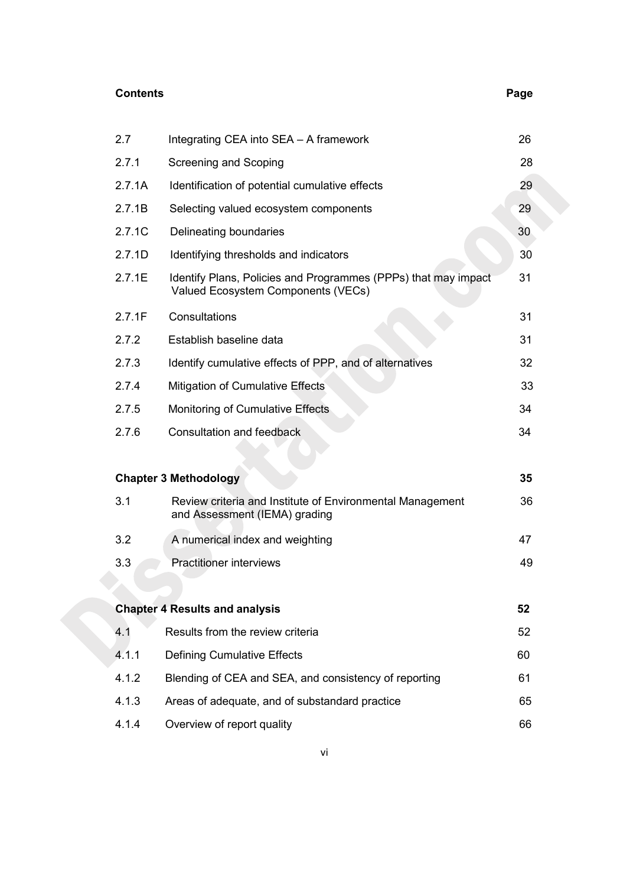| Contents | | Page |
|---|---|---|
| 2.7 | Integrating CEA into SEA – A framework | 26 |
| 2.7.1 | Screening and Scoping | 28 |
| 2.7.1A | Identification of potential cumulative effects | 29 |
| 2.7.1B | Selecting valued ecosystem components | 29 |
| 2.7.1C | Delineating boundaries | 30 |
| 2.7.1D | Identifying thresholds and indicators | 30 |
| 2.7.1E | Identify Plans, Policies and Programmes (PPPs) that may impact Valued Ecosystem Components (VECs) | 31 |
| 2.7.1F | Consultations | 31 |
| 2.7.2 | Establish baseline data | 31 |
| 2.7.3 | Identify cumulative effects of PPP, and of alternatives | 32 |
| 2.7.4 | Mitigation of Cumulative Effects | 33 |
| 2.7.5 | Monitoring of Cumulative Effects | 34 |
| 2.7.6 | Consultation and feedback | 34 |
| **Chapter 3 Methodology** | | **35** |
| 3.1 | Review criteria and Institute of Environmental Management and Assessment (IEMA) grading | 36 |
| 3.2 | A numerical index and weighting | 47 |
| 3.3 | Practitioner interviews | 49 |
| **Chapter 4 Results and analysis** | | **52** |
| 4.1 | Results from the review criteria | 52 |
| 4.1.1 | Defining Cumulative Effects | 60 |
| 4.1.2 | Blending of CEA and SEA, and consistency of reporting | 61 |
| 4.1.3 | Areas of adequate, and of substandard practice | 65 |
| 4.1.4 | Overview of report quality | 66 |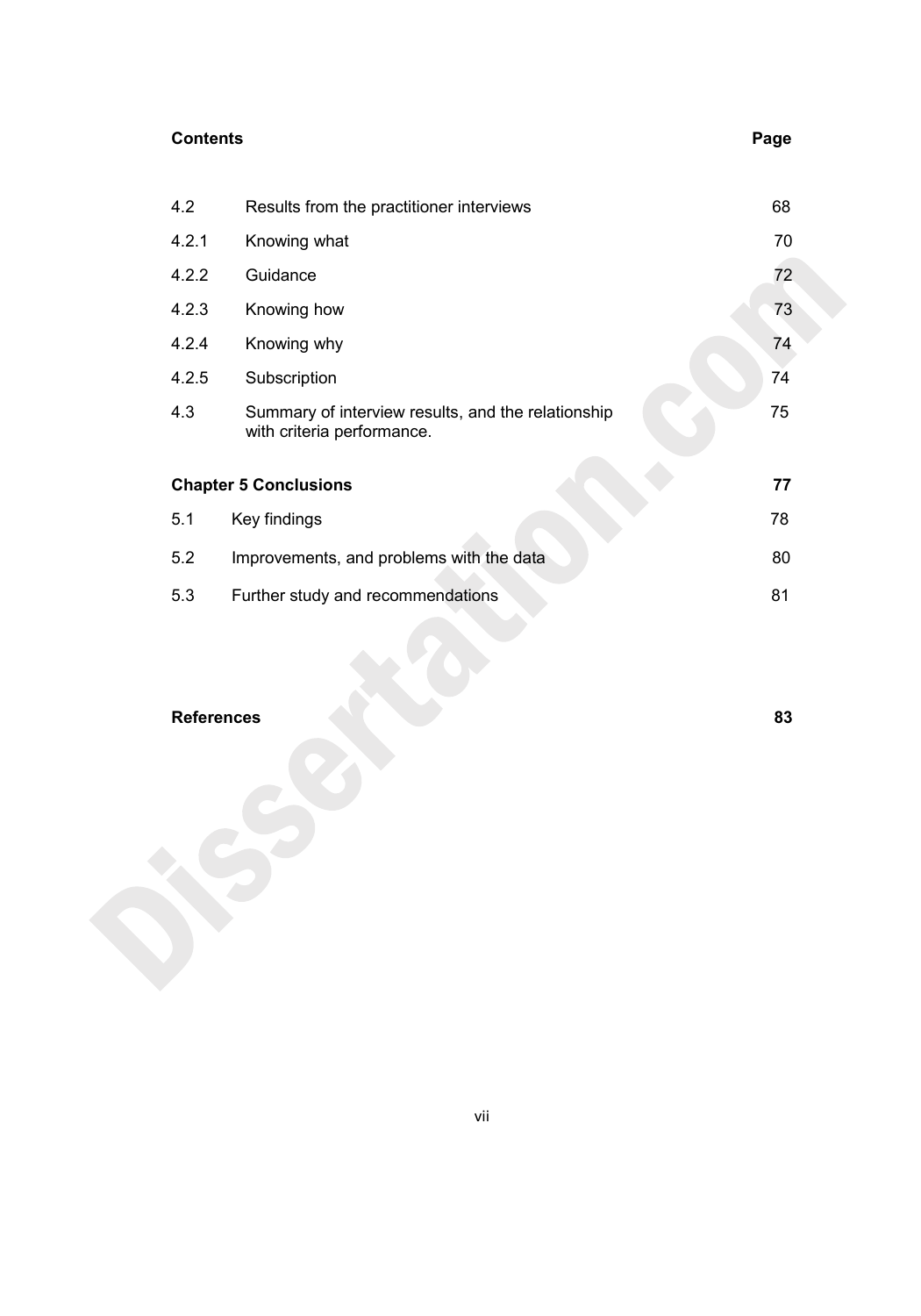| **Contents** | | **Page** |
|---|---|---|
| 4.2 | Results from the practitioner interviews | 68 |
| 4.2.1 | Knowing what | 70 |
| 4.2.2 | Guidance | 72 |
| 4.2.3 | Knowing how | 73 |
| 4.2.4 | Knowing why | 74 |
| 4.2.5 | Subscription | 74 |
| 4.3 | Summary of interview results, and the relationship with criteria performance. | 75 |
| **Chapter 5 Conclusions** | | **77** |
| 5.1 | Key findings | 78 |
| 5.2 | Improvements, and problems with the data | 80 |
| 5.3 | Further study and recommendations | 81 |
| **References** | | **83** |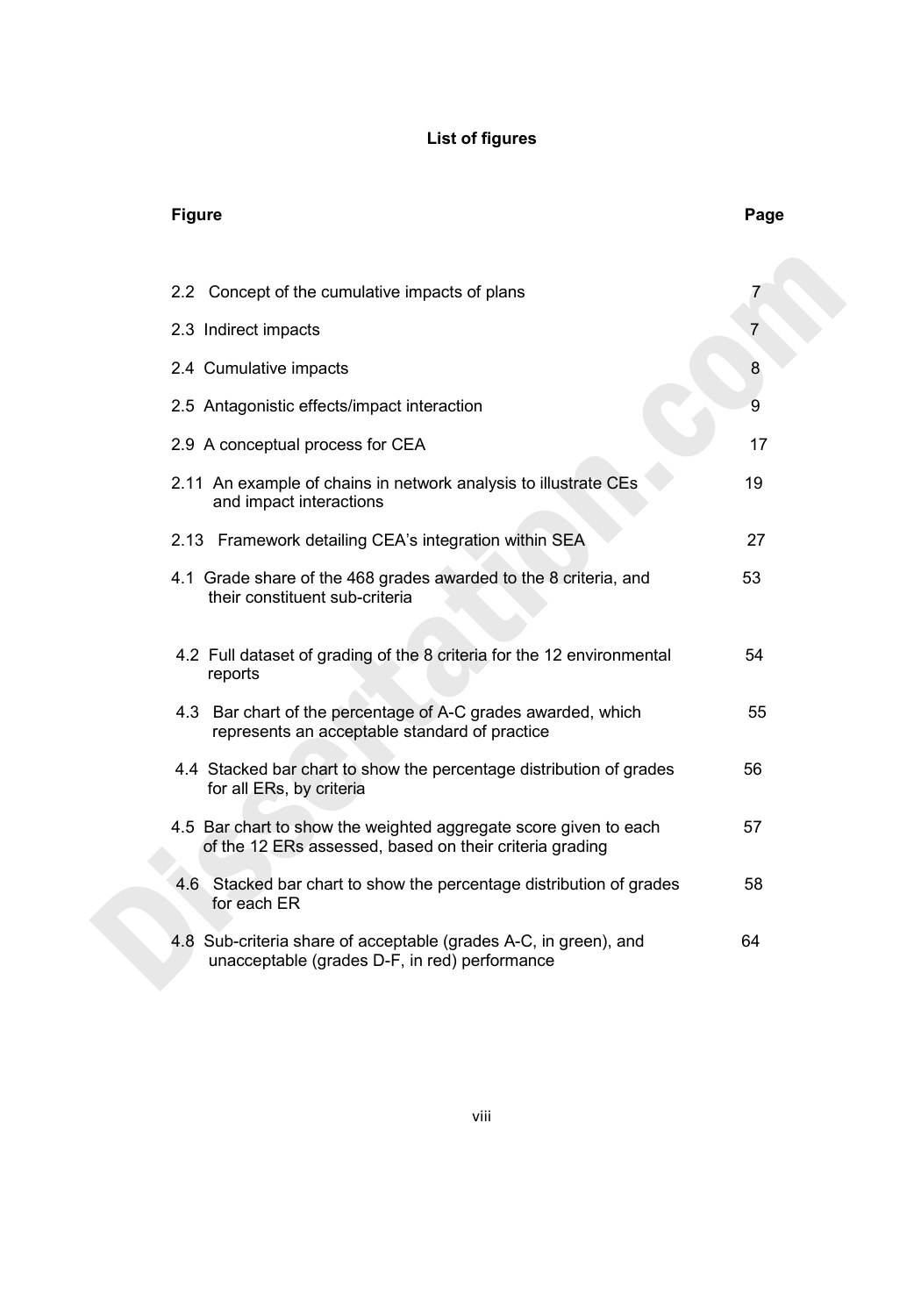## List of figures

| Figure | Page |
|---|---|
| 2.2 Concept of the cumulative impacts of plans | 7 |
| 2.3 Indirect impacts | 7 |
| 2.4 Cumulative impacts | 8 |
| 2.5 Antagonistic effects/impact interaction | 9 |
| 2.9 A conceptual process for CEA | 17 |
| 2.11 An example of chains in network analysis to illustrate CEs and impact interactions | 19 |
| 2.13 Framework detailing CEA's integration within SEA | 27 |
| 4.1 Grade share of the 468 grades awarded to the 8 criteria, and their constituent sub-criteria | 53 |
| 4.2 Full dataset of grading of the 8 criteria for the 12 environmental reports | 54 |
| 4.3 Bar chart of the percentage of A-C grades awarded, which represents an acceptable standard of practice | 55 |
| 4.4 Stacked bar chart to show the percentage distribution of grades for all ERs, by criteria | 56 |
| 4.5 Bar chart to show the weighted aggregate score given to each of the 12 ERs assessed, based on their criteria grading | 57 |
| 4.6 Stacked bar chart to show the percentage distribution of grades for each ER | 58 |
| 4.8 Sub-criteria share of acceptable (grades A-C, in green), and unacceptable (grades D-F, in red) performance | 64 |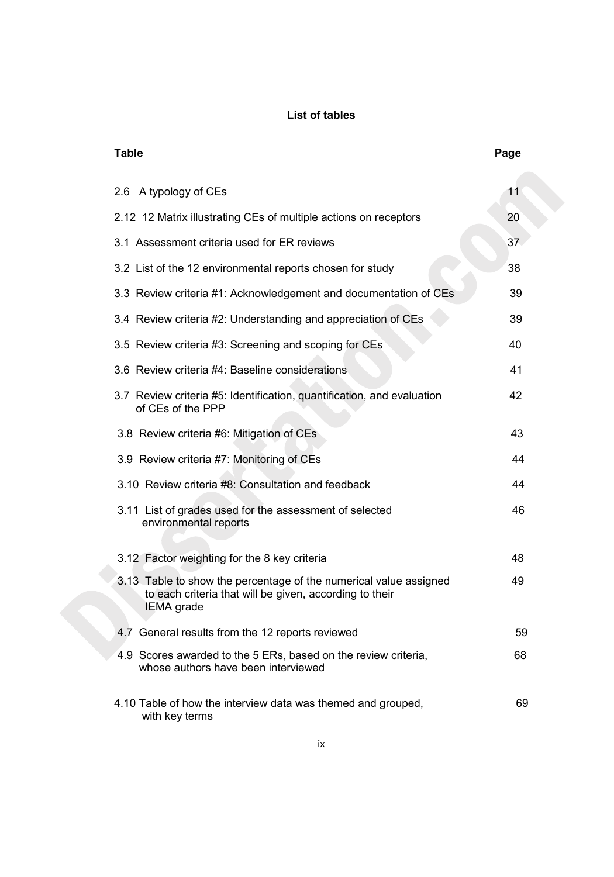## List of tables

| Table | Page |
|---|---|
| 2.6 A typology of CEs | 11 |
| 2.12 12 Matrix illustrating CEs of multiple actions on receptors | 20 |
| 3.1 Assessment criteria used for ER reviews | 37 |
| 3.2 List of the 12 environmental reports chosen for study | 38 |
| 3.3 Review criteria #1: Acknowledgement and documentation of CEs | 39 |
| 3.4 Review criteria #2: Understanding and appreciation of CEs | 39 |
| 3.5 Review criteria #3: Screening and scoping for CEs | 40 |
| 3.6 Review criteria #4: Baseline considerations | 41 |
| 3.7 Review criteria #5: Identification, quantification, and evaluation of CEs of the PPP | 42 |
| 3.8 Review criteria #6: Mitigation of CEs | 43 |
| 3.9 Review criteria #7: Monitoring of CEs | 44 |
| 3.10 Review criteria #8: Consultation and feedback | 44 |
| 3.11 List of grades used for the assessment of selected environmental reports | 46 |
| 3.12 Factor weighting for the 8 key criteria | 48 |
| 3.13 Table to show the percentage of the numerical value assigned to each criteria that will be given, according to their IEMA grade | 49 |
| 4.7 General results from the 12 reports reviewed | 59 |
| 4.9 Scores awarded to the 5 ERs, based on the review criteria, whose authors have been interviewed | 68 |
| 4.10 Table of how the interview data was themed and grouped, with key terms | 69 |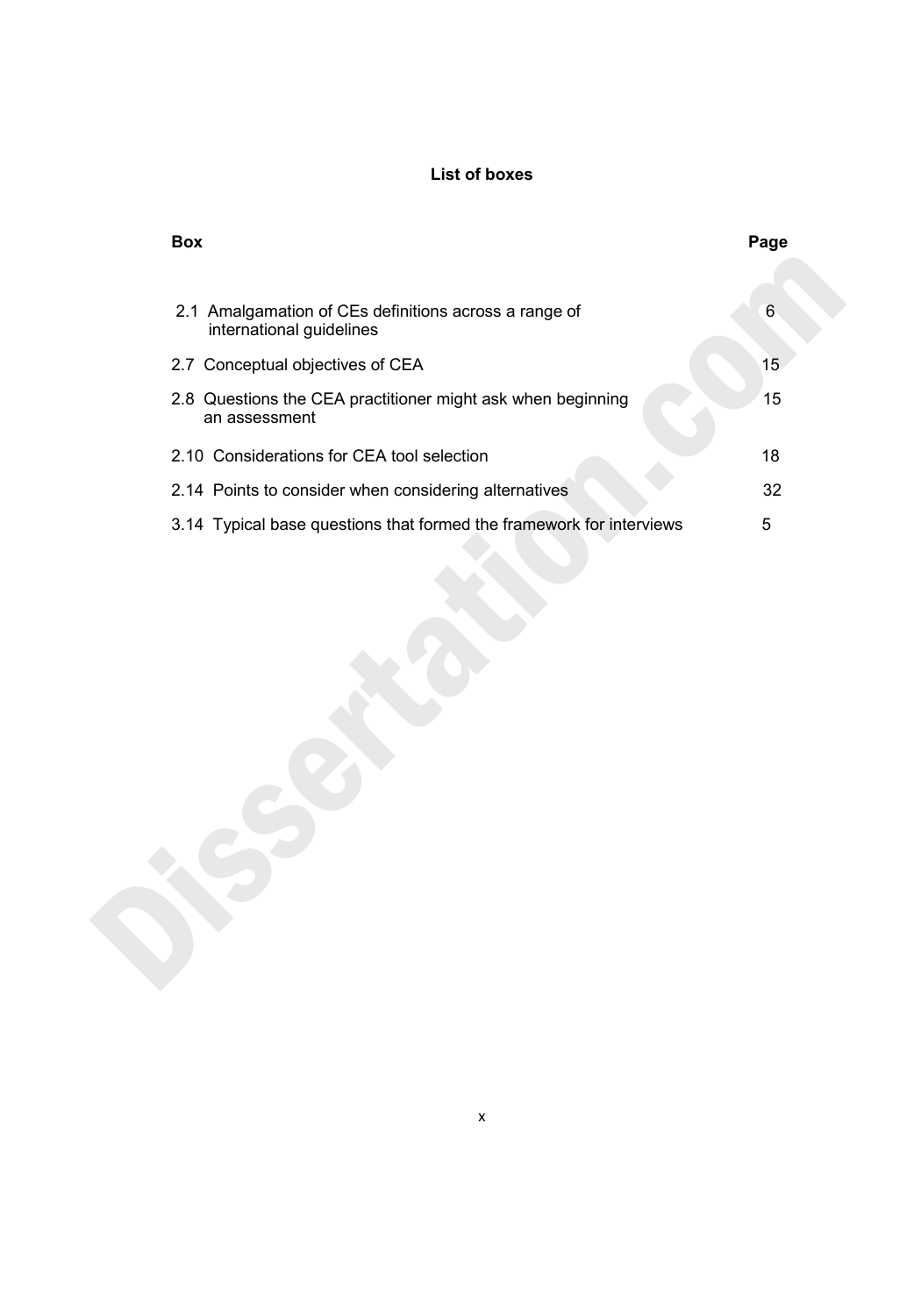## List of boxes

| Box | Page |
|---|---|
| 2.1 Amalgamation of CEs definitions across a range of international guidelines | 6 |
| 2.7 Conceptual objectives of CEA | 15 |
| 2.8 Questions the CEA practitioner might ask when beginning an assessment | 15 |
| 2.10 Considerations for CEA tool selection | 18 |
| 2.14 Points to consider when considering alternatives | 32 |
| 3.14 Typical base questions that formed the framework for interviews | 5 |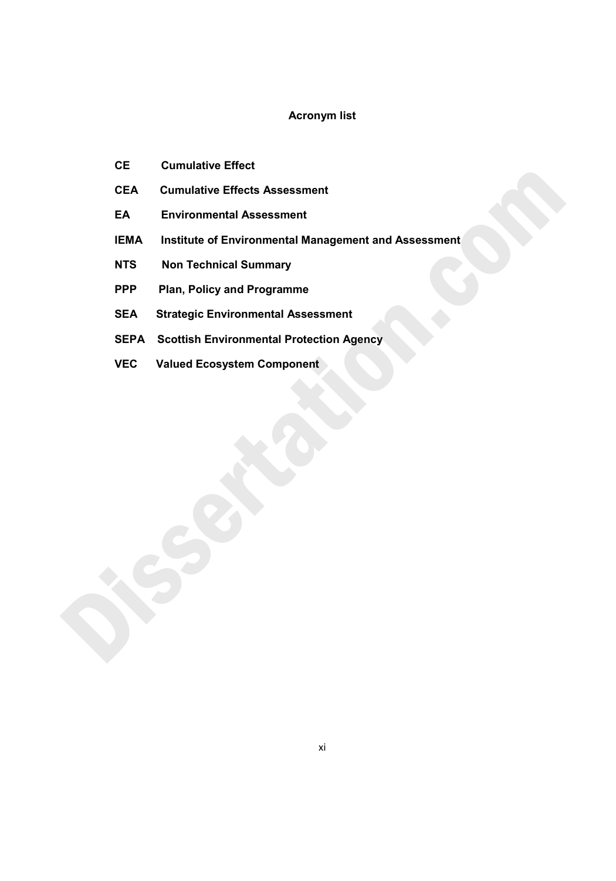# Acronym list

**CE** **Cumulative Effect**

**CEA** **Cumulative Effects Assessment**

**EA** **Environmental Assessment**

**IEMA** **Institute of Environmental Management and Assessment**

**NTS** **Non Technical Summary**

**PPP** **Plan, Policy and Programme**

**SEA** **Strategic Environmental Assessment**

**SEPA** **Scottish Environmental Protection Agency**

**VEC** **Valued Ecosystem Component**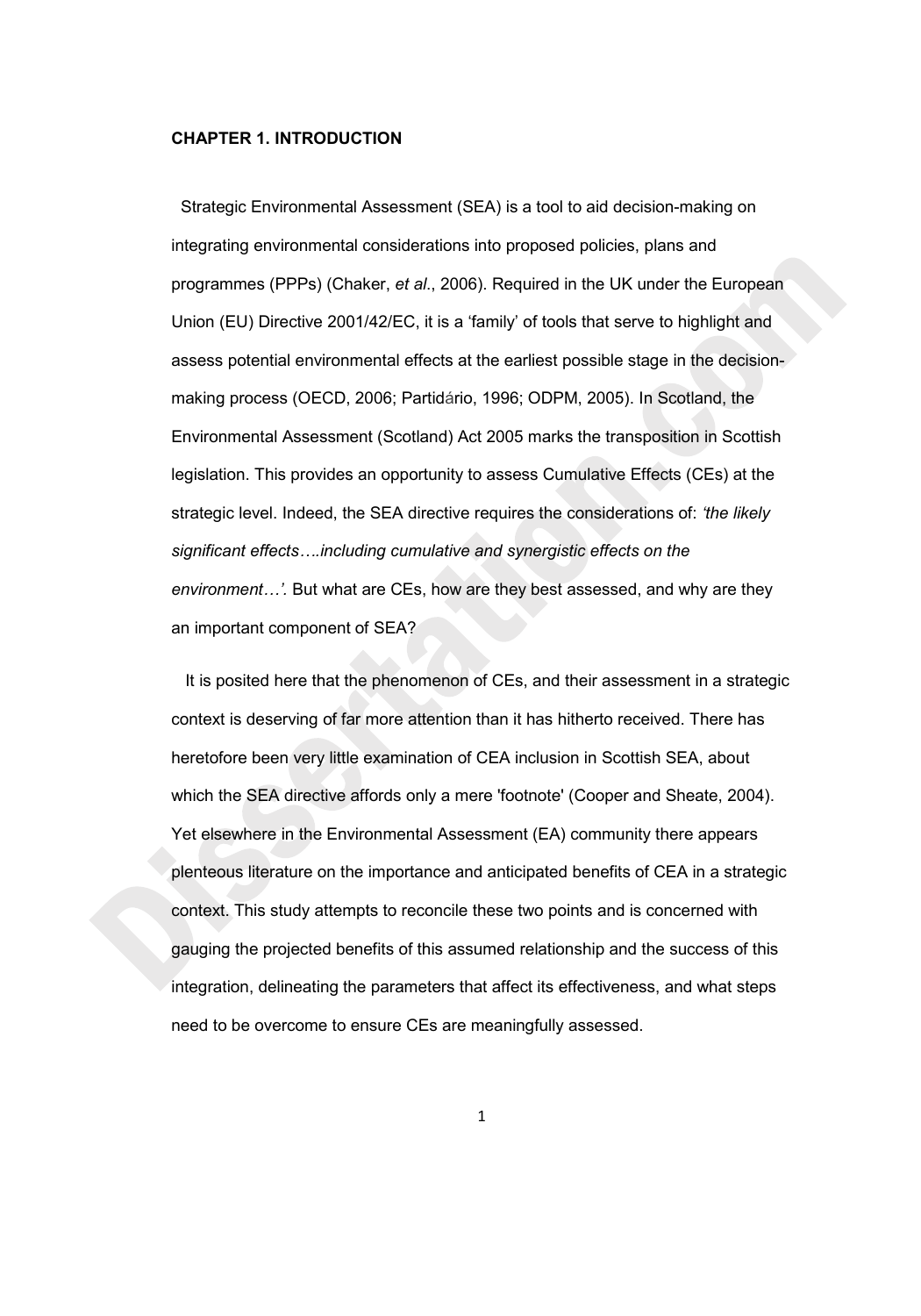**CHAPTER 1. INTRODUCTION**

Strategic Environmental Assessment (SEA) is a tool to aid decision-making on integrating environmental considerations into proposed policies, plans and programmes (PPPs) (Chaker, *et al*., 2006). Required in the UK under the European Union (EU) Directive 2001/42/EC, it is a 'family' of tools that serve to highlight and assess potential environmental effects at the earliest possible stage in the decision-making process (OECD, 2006; Partidário, 1996; ODPM, 2005). In Scotland, the Environmental Assessment (Scotland) Act 2005 marks the transposition in Scottish legislation. This provides an opportunity to assess Cumulative Effects (CEs) at the strategic level. Indeed, the SEA directive requires the considerations of: *'the likely significant effects….including cumulative and synergistic effects on the environment…'.* But what are CEs, how are they best assessed, and why are they an important component of SEA?

It is posited here that the phenomenon of CEs, and their assessment in a strategic context is deserving of far more attention than it has hitherto received. There has heretofore been very little examination of CEA inclusion in Scottish SEA, about which the SEA directive affords only a mere 'footnote' (Cooper and Sheate, 2004). Yet elsewhere in the Environmental Assessment (EA) community there appears plenteous literature on the importance and anticipated benefits of CEA in a strategic context. This study attempts to reconcile these two points and is concerned with gauging the projected benefits of this assumed relationship and the success of this integration, delineating the parameters that affect its effectiveness, and what steps need to be overcome to ensure CEs are meaningfully assessed.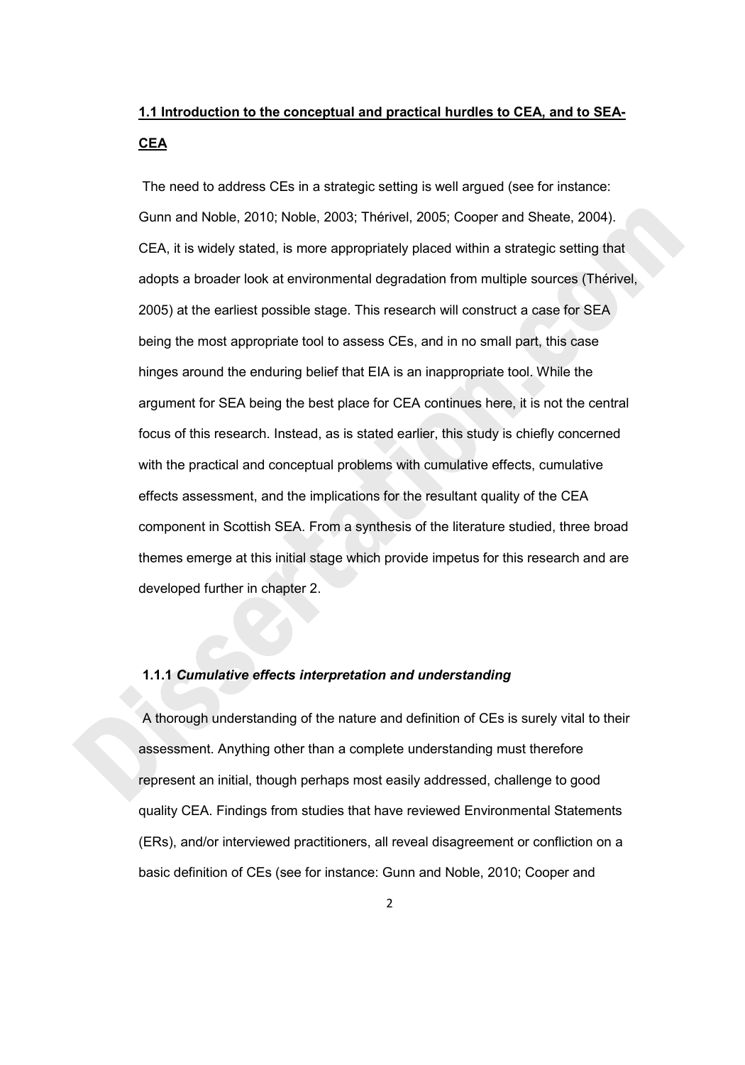## 1.1 Introduction to the conceptual and practical hurdles to CEA, and to SEA-CEA

The need to address CEs in a strategic setting is well argued (see for instance: Gunn and Noble, 2010; Noble, 2003; Thérivel, 2005; Cooper and Sheate, 2004). CEA, it is widely stated, is more appropriately placed within a strategic setting that adopts a broader look at environmental degradation from multiple sources (Thérivel, 2005) at the earliest possible stage. This research will construct a case for SEA being the most appropriate tool to assess CEs, and in no small part, this case hinges around the enduring belief that EIA is an inappropriate tool. While the argument for SEA being the best place for CEA continues here, it is not the central focus of this research. Instead, as is stated earlier, this study is chiefly concerned with the practical and conceptual problems with cumulative effects, cumulative effects assessment, and the implications for the resultant quality of the CEA component in Scottish SEA. From a synthesis of the literature studied, three broad themes emerge at this initial stage which provide impetus for this research and are developed further in chapter 2.

### 1.1.1 *Cumulative effects interpretation and understanding*

A thorough understanding of the nature and definition of CEs is surely vital to their assessment. Anything other than a complete understanding must therefore represent an initial, though perhaps most easily addressed, challenge to good quality CEA. Findings from studies that have reviewed Environmental Statements (ERs), and/or interviewed practitioners, all reveal disagreement or confliction on a basic definition of CEs (see for instance: Gunn and Noble, 2010; Cooper and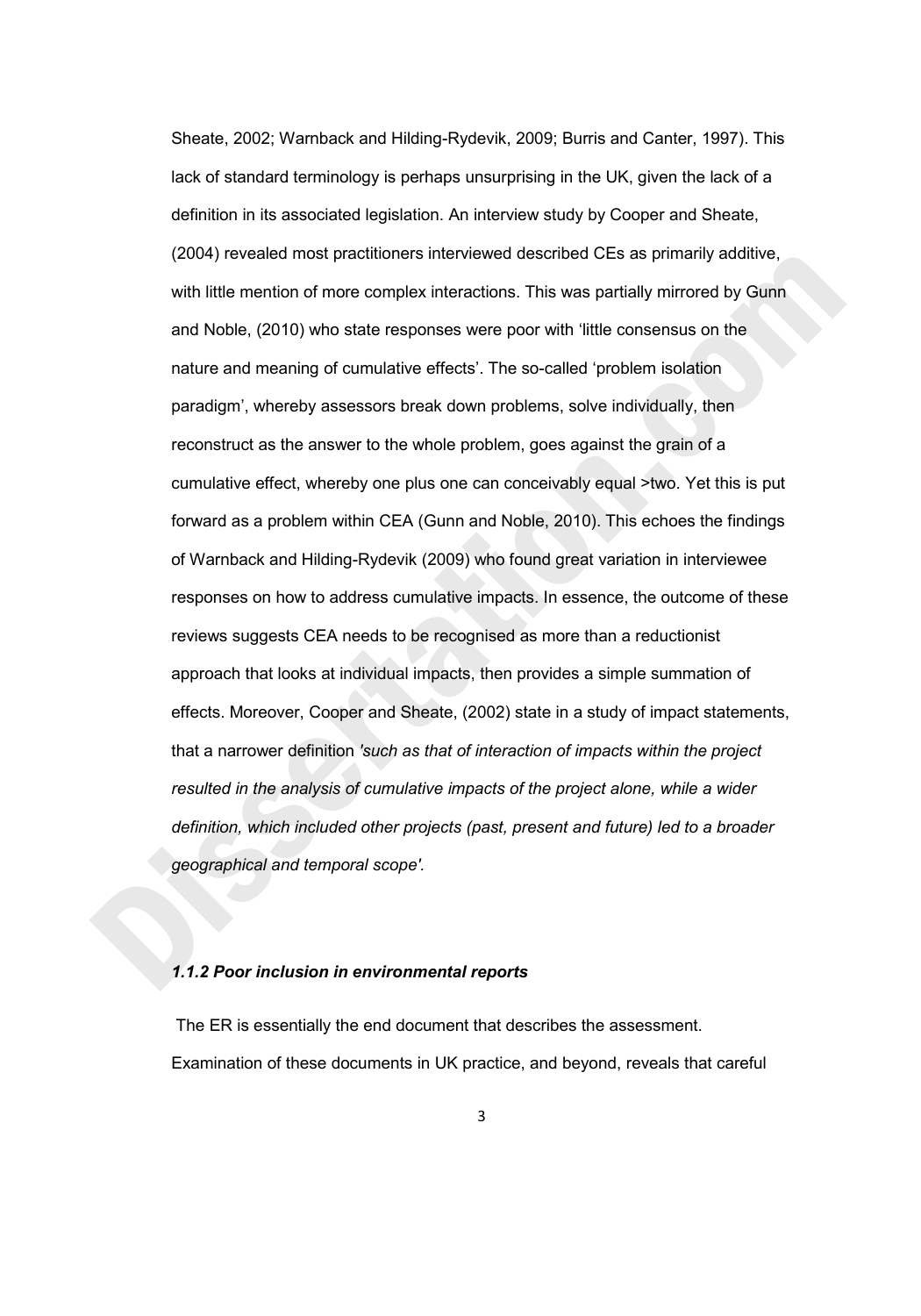Sheate, 2002; Warnback and Hilding-Rydevik, 2009; Burris and Canter, 1997). This lack of standard terminology is perhaps unsurprising in the UK, given the lack of a definition in its associated legislation. An interview study by Cooper and Sheate, (2004) revealed most practitioners interviewed described CEs as primarily additive, with little mention of more complex interactions. This was partially mirrored by Gunn and Noble, (2010) who state responses were poor with 'little consensus on the nature and meaning of cumulative effects'. The so-called 'problem isolation paradigm', whereby assessors break down problems, solve individually, then reconstruct as the answer to the whole problem, goes against the grain of a cumulative effect, whereby one plus one can conceivably equal >two. Yet this is put forward as a problem within CEA (Gunn and Noble, 2010). This echoes the findings of Warnback and Hilding-Rydevik (2009) who found great variation in interviewee responses on how to address cumulative impacts. In essence, the outcome of these reviews suggests CEA needs to be recognised as more than a reductionist approach that looks at individual impacts, then provides a simple summation of effects. Moreover, Cooper and Sheate, (2002) state in a study of impact statements, that a narrower definition *'such as that of interaction of impacts within the project resulted in the analysis of cumulative impacts of the project alone, while a wider definition, which included other projects (past, present and future) led to a broader geographical and temporal scope'.*

### *1.1.2 Poor inclusion in environmental reports*

The ER is essentially the end document that describes the assessment. Examination of these documents in UK practice, and beyond, reveals that careful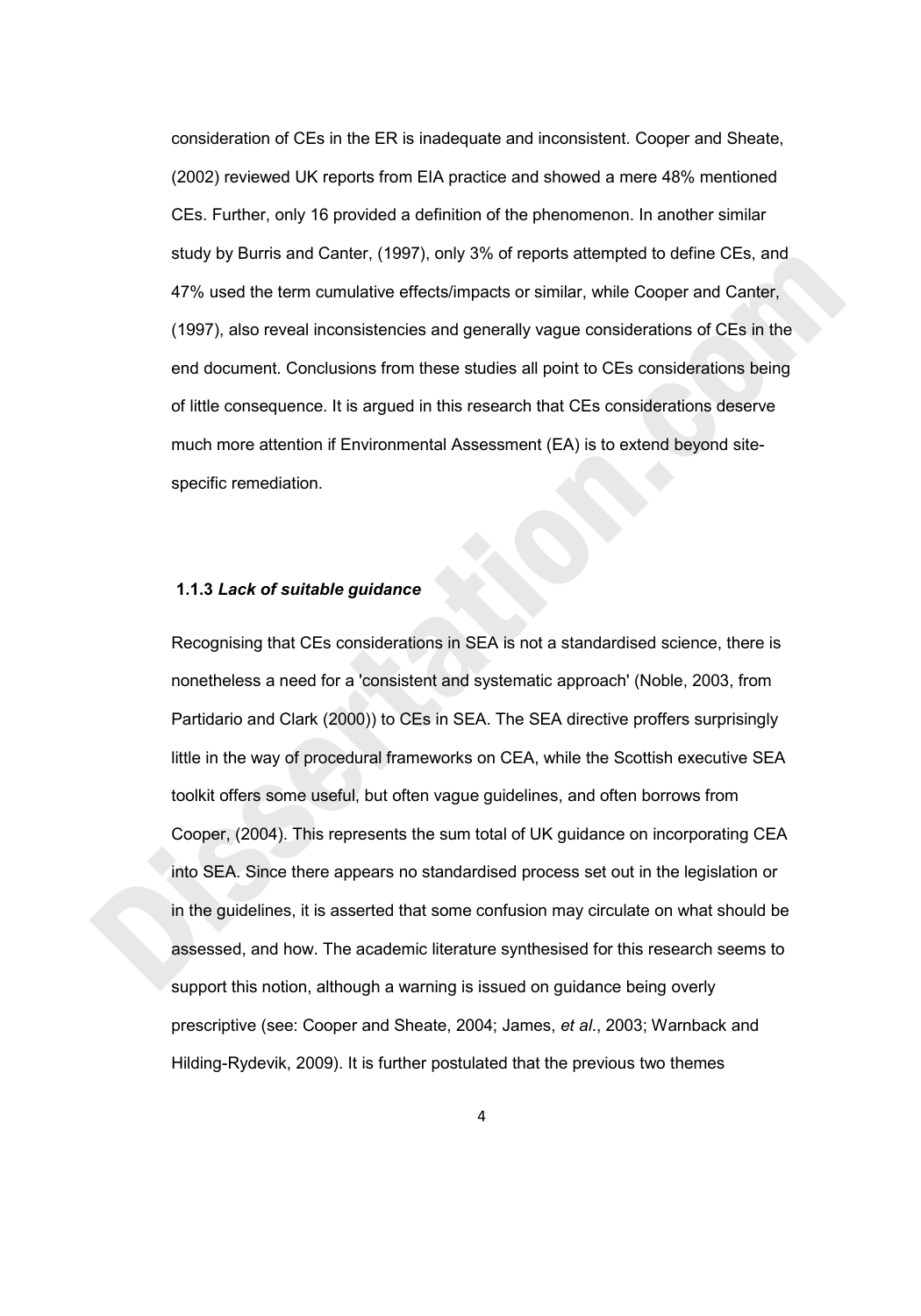consideration of CEs in the ER is inadequate and inconsistent. Cooper and Sheate, (2002) reviewed UK reports from EIA practice and showed a mere 48% mentioned CEs. Further, only 16 provided a definition of the phenomenon. In another similar study by Burris and Canter, (1997), only 3% of reports attempted to define CEs, and 47% used the term cumulative effects/impacts or similar, while Cooper and Canter, (1997), also reveal inconsistencies and generally vague considerations of CEs in the end document. Conclusions from these studies all point to CEs considerations being of little consequence. It is argued in this research that CEs considerations deserve much more attention if Environmental Assessment (EA) is to extend beyond site-specific remediation.

### **1.1.3** ***Lack of suitable guidance***

Recognising that CEs considerations in SEA is not a standardised science, there is nonetheless a need for a 'consistent and systematic approach' (Noble, 2003, from Partidario and Clark (2000)) to CEs in SEA. The SEA directive proffers surprisingly little in the way of procedural frameworks on CEA, while the Scottish executive SEA toolkit offers some useful, but often vague guidelines, and often borrows from Cooper, (2004). This represents the sum total of UK guidance on incorporating CEA into SEA. Since there appears no standardised process set out in the legislation or in the guidelines, it is asserted that some confusion may circulate on what should be assessed, and how. The academic literature synthesised for this research seems to support this notion, although a warning is issued on guidance being overly prescriptive (see: Cooper and Sheate, 2004; James, *et al*., 2003; Warnback and Hilding-Rydevik, 2009). It is further postulated that the previous two themes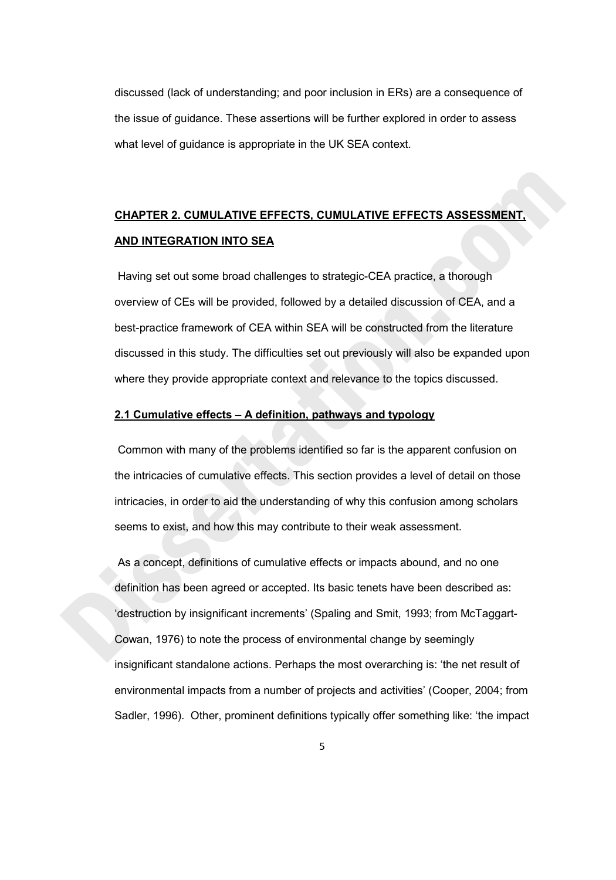discussed (lack of understanding; and poor inclusion in ERs) are a consequence of the issue of guidance. These assertions will be further explored in order to assess what level of guidance is appropriate in the UK SEA context.

## CHAPTER 2. CUMULATIVE EFFECTS, CUMULATIVE EFFECTS ASSESSMENT, AND INTEGRATION INTO SEA

Having set out some broad challenges to strategic-CEA practice, a thorough overview of CEs will be provided, followed by a detailed discussion of CEA, and a best-practice framework of CEA within SEA will be constructed from the literature discussed in this study. The difficulties set out previously will also be expanded upon where they provide appropriate context and relevance to the topics discussed.

### 2.1 Cumulative effects – A definition, pathways and typology

Common with many of the problems identified so far is the apparent confusion on the intricacies of cumulative effects. This section provides a level of detail on those intricacies, in order to aid the understanding of why this confusion among scholars seems to exist, and how this may contribute to their weak assessment.

As a concept, definitions of cumulative effects or impacts abound, and no one definition has been agreed or accepted. Its basic tenets have been described as: 'destruction by insignificant increments' (Spaling and Smit, 1993; from McTaggart-Cowan, 1976) to note the process of environmental change by seemingly insignificant standalone actions. Perhaps the most overarching is: 'the net result of environmental impacts from a number of projects and activities' (Cooper, 2004; from Sadler, 1996). Other, prominent definitions typically offer something like: 'the impact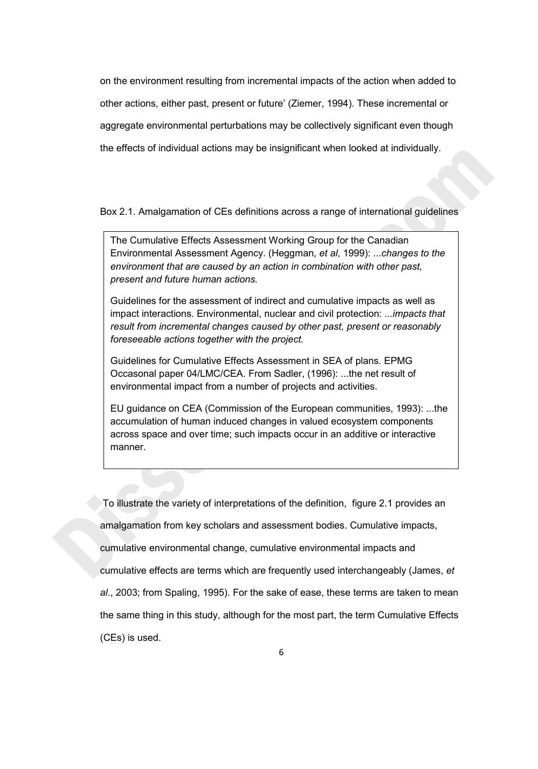on the environment resulting from incremental impacts of the action when added to other actions, either past, present or future' (Ziemer, 1994). These incremental or aggregate environmental perturbations may be collectively significant even though the effects of individual actions may be insignificant when looked at individually.

Box 2.1. Amalgamation of CEs definitions across a range of international guidelines

> The Cumulative Effects Assessment Working Group for the Canadian Environmental Assessment Agency. (Heggman, *et al*, 1999): ...*changes to the environment that are caused by an action in combination with other past, present and future human actions.*
>
> Guidelines for the assessment of indirect and cumulative impacts as well as impact interactions. Environmental, nuclear and civil protection: *...impacts that result from incremental changes caused by other past, present or reasonably foreseeable actions together with the project.*
>
> Guidelines for Cumulative Effects Assessment in SEA of plans. EPMG Occasonal paper 04/LMC/CEA. From Sadler, (1996): ...the net result of environmental impact from a number of projects and activities.
>
> EU guidance on CEA (Commission of the European communities, 1993): ...the accumulation of human induced changes in valued ecosystem components across space and over time; such impacts occur in an additive or interactive manner.

To illustrate the variety of interpretations of the definition, figure 2.1 provides an amalgamation from key scholars and assessment bodies. Cumulative impacts, cumulative environmental change, cumulative environmental impacts and cumulative effects are terms which are frequently used interchangeably (James, *et al*., 2003; from Spaling, 1995). For the sake of ease, these terms are taken to mean the same thing in this study, although for the most part, the term Cumulative Effects (CEs) is used.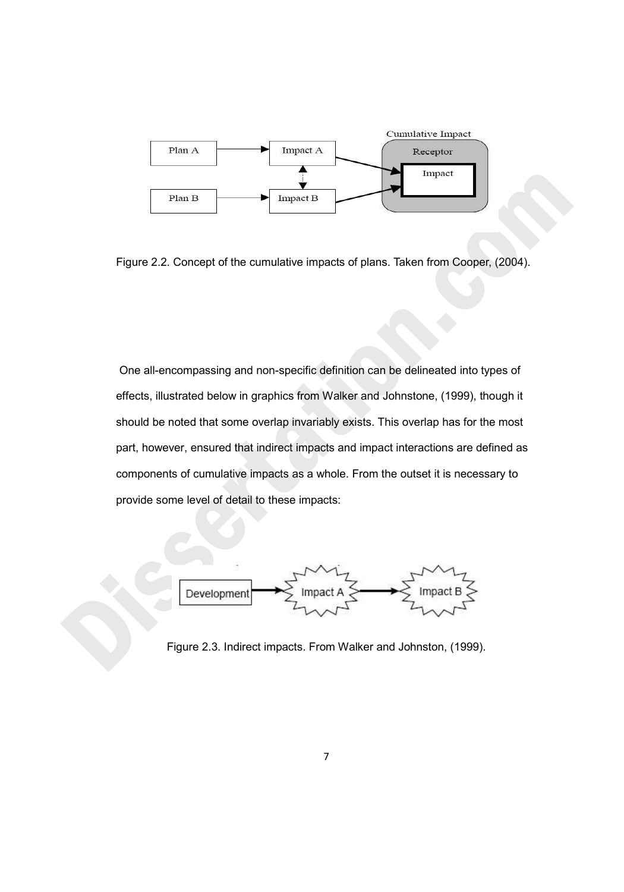Figure 2.2. Concept of the cumulative impacts of plans. Taken from Cooper, (2004).

One all-encompassing and non-specific definition can be delineated into types of effects, illustrated below in graphics from Walker and Johnstone, (1999), though it should be noted that some overlap invariably exists. This overlap has for the most part, however, ensured that indirect impacts and impact interactions are defined as components of cumulative impacts as a whole. From the outset it is necessary to provide some level of detail to these impacts:

Figure 2.3. Indirect impacts. From Walker and Johnston, (1999).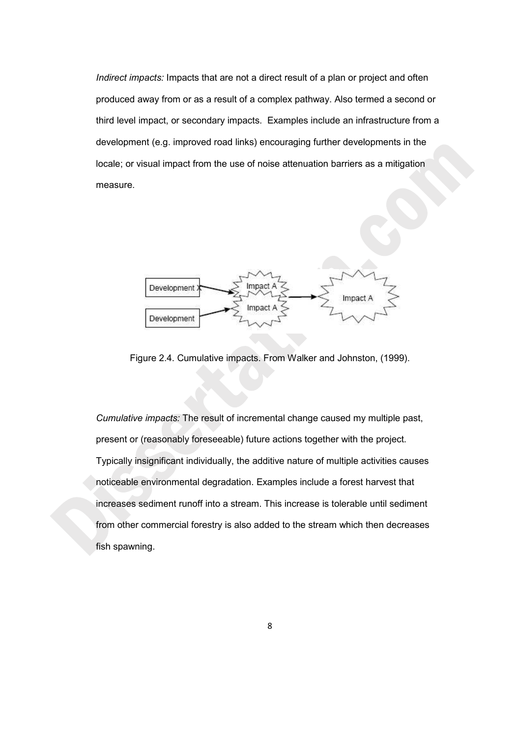*Indirect impacts:* Impacts that are not a direct result of a plan or project and often produced away from or as a result of a complex pathway. Also termed a second or third level impact, or secondary impacts. Examples include an infrastructure from a development (e.g. improved road links) encouraging further developments in the locale; or visual impact from the use of noise attenuation barriers as a mitigation measure.

Figure 2.4. Cumulative impacts. From Walker and Johnston, (1999).

*Cumulative impacts:* The result of incremental change caused my multiple past, present or (reasonably foreseeable) future actions together with the project. Typically insignificant individually, the additive nature of multiple activities causes noticeable environmental degradation. Examples include a forest harvest that increases sediment runoff into a stream. This increase is tolerable until sediment from other commercial forestry is also added to the stream which then decreases fish spawning.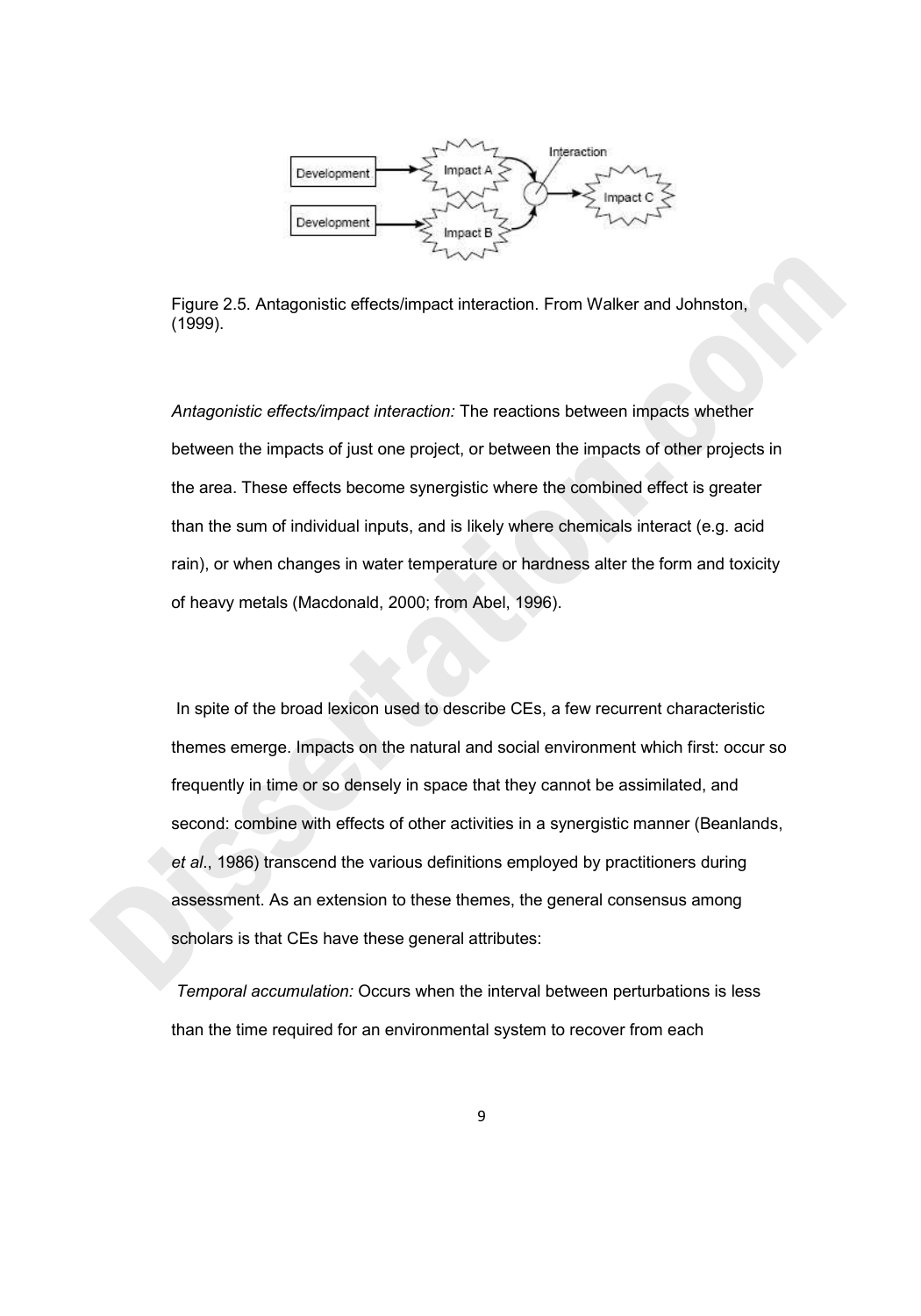Figure 2.5. Antagonistic effects/impact interaction. From Walker and Johnston, (1999).

*Antagonistic effects/impact interaction:* The reactions between impacts whether between the impacts of just one project, or between the impacts of other projects in the area. These effects become synergistic where the combined effect is greater than the sum of individual inputs, and is likely where chemicals interact (e.g. acid rain), or when changes in water temperature or hardness alter the form and toxicity of heavy metals (Macdonald, 2000; from Abel, 1996).

In spite of the broad lexicon used to describe CEs, a few recurrent characteristic themes emerge. Impacts on the natural and social environment which first: occur so frequently in time or so densely in space that they cannot be assimilated, and second: combine with effects of other activities in a synergistic manner (Beanlands, *et al*., 1986) transcend the various definitions employed by practitioners during assessment. As an extension to these themes, the general consensus among scholars is that CEs have these general attributes:

*Temporal accumulation:* Occurs when the interval between perturbations is less than the time required for an environmental system to recover from each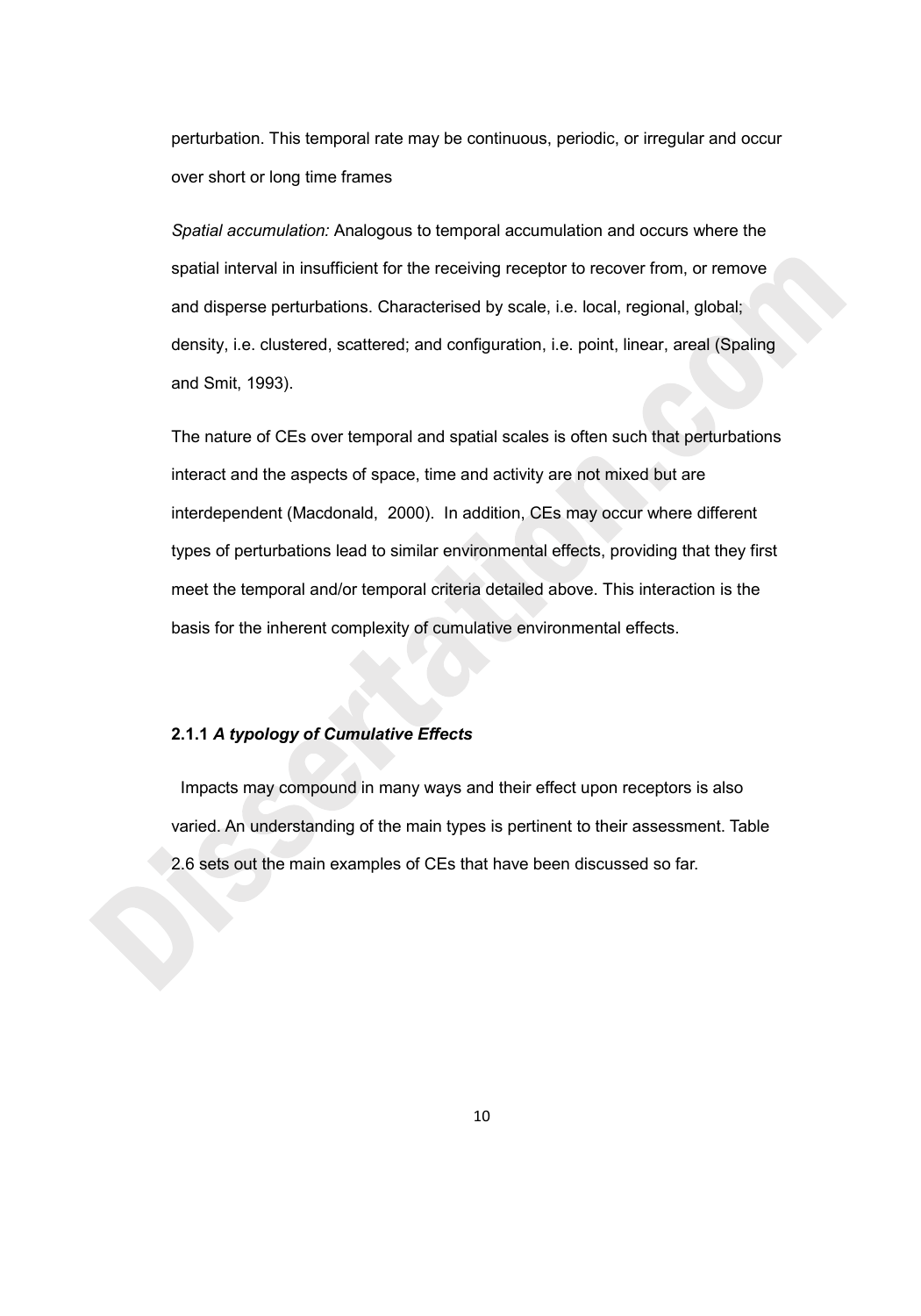perturbation. This temporal rate may be continuous, periodic, or irregular and occur over short or long time frames

*Spatial accumulation:* Analogous to temporal accumulation and occurs where the spatial interval in insufficient for the receiving receptor to recover from, or remove and disperse perturbations. Characterised by scale, i.e. local, regional, global; density, i.e. clustered, scattered; and configuration, i.e. point, linear, areal (Spaling and Smit, 1993).

The nature of CEs over temporal and spatial scales is often such that perturbations interact and the aspects of space, time and activity are not mixed but are interdependent (Macdonald, 2000). In addition, CEs may occur where different types of perturbations lead to similar environmental effects, providing that they first meet the temporal and/or temporal criteria detailed above. This interaction is the basis for the inherent complexity of cumulative environmental effects.

### 2.1.1 *A typology of Cumulative Effects*

Impacts may compound in many ways and their effect upon receptors is also varied. An understanding of the main types is pertinent to their assessment. Table 2.6 sets out the main examples of CEs that have been discussed so far.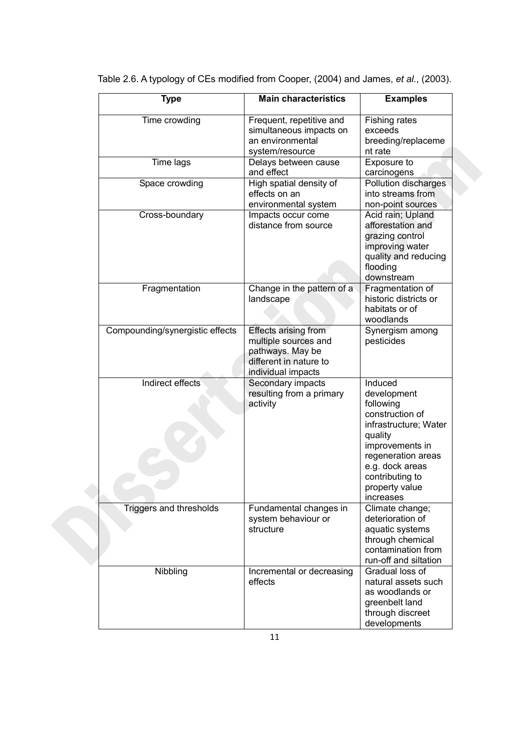Table 2.6. A typology of CEs modified from Cooper, (2004) and James, *et al*., (2003).

| Type | Main characteristics | Examples |
|---|---|---|
| Time crowding | Frequent, repetitive and simultaneous impacts on an environmental system/resource | Fishing rates exceeds breeding/replacement rate |
| Time lags | Delays between cause and effect | Exposure to carcinogens |
| Space crowding | High spatial density of effects on an environmental system | Pollution discharges into streams from non-point sources |
| Cross-boundary | Impacts occur come distance from source | Acid rain; Upland afforestation and grazing control improving water quality and reducing flooding downstream |
| Fragmentation | Change in the pattern of a landscape | Fragmentation of historic districts or habitats or of woodlands |
| Compounding/synergistic effects | Effects arising from multiple sources and pathways. May be different in nature to individual impacts | Synergism among pesticides |
| Indirect effects | Secondary impacts resulting from a primary activity | Induced development following construction of infrastructure; Water quality improvements in regeneration areas e.g. dock areas contributing to property value increases |
| Triggers and thresholds | Fundamental changes in system behaviour or structure | Climate change; deterioration of aquatic systems through chemical contamination from run-off and siltation |
| Nibbling | Incremental or decreasing effects | Gradual loss of natural assets such as woodlands or greenbelt land through discreet developments |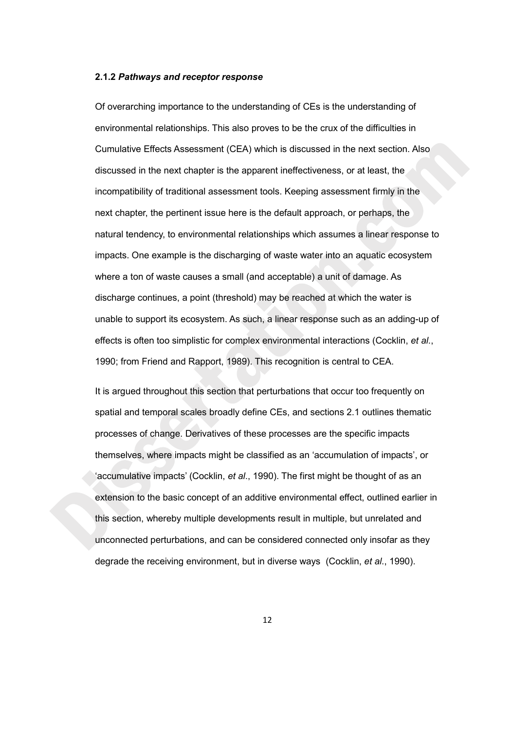### 2.1.2 *Pathways and receptor response*

Of overarching importance to the understanding of CEs is the understanding of environmental relationships. This also proves to be the crux of the difficulties in Cumulative Effects Assessment (CEA) which is discussed in the next section. Also discussed in the next chapter is the apparent ineffectiveness, or at least, the incompatibility of traditional assessment tools. Keeping assessment firmly in the next chapter, the pertinent issue here is the default approach, or perhaps, the natural tendency, to environmental relationships which assumes a linear response to impacts. One example is the discharging of waste water into an aquatic ecosystem where a ton of waste causes a small (and acceptable) a unit of damage. As discharge continues, a point (threshold) may be reached at which the water is unable to support its ecosystem. As such, a linear response such as an adding-up of effects is often too simplistic for complex environmental interactions (Cocklin, *et al*., 1990; from Friend and Rapport, 1989). This recognition is central to CEA.

It is argued throughout this section that perturbations that occur too frequently on spatial and temporal scales broadly define CEs, and sections 2.1 outlines thematic processes of change. Derivatives of these processes are the specific impacts themselves, where impacts might be classified as an 'accumulation of impacts', or 'accumulative impacts' (Cocklin, *et al*., 1990). The first might be thought of as an extension to the basic concept of an additive environmental effect, outlined earlier in this section, whereby multiple developments result in multiple, but unrelated and unconnected perturbations, and can be considered connected only insofar as they degrade the receiving environment, but in diverse ways (Cocklin, *et al*., 1990).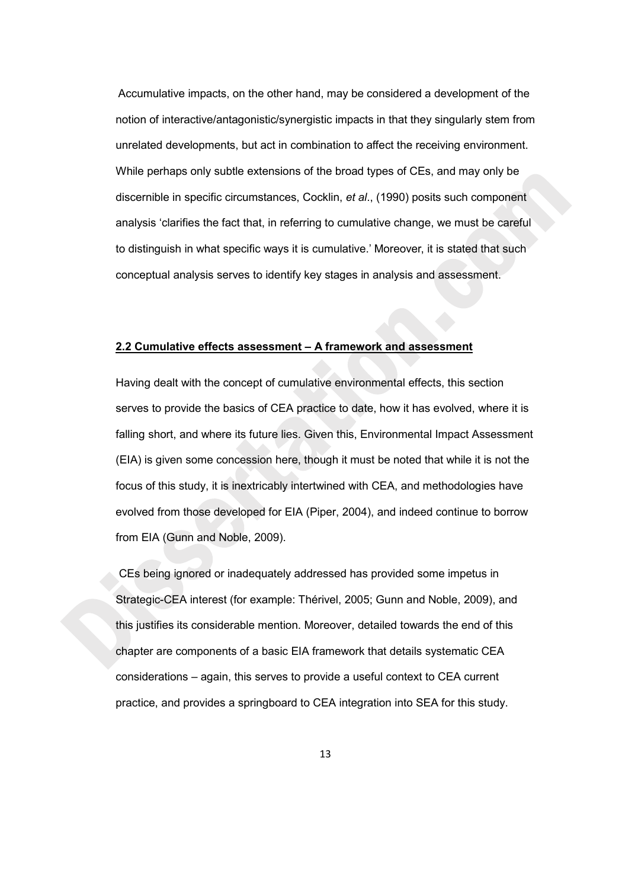Accumulative impacts, on the other hand, may be considered a development of the notion of interactive/antagonistic/synergistic impacts in that they singularly stem from unrelated developments, but act in combination to affect the receiving environment. While perhaps only subtle extensions of the broad types of CEs, and may only be discernible in specific circumstances, Cocklin, *et al*., (1990) posits such component analysis 'clarifies the fact that, in referring to cumulative change, we must be careful to distinguish in what specific ways it is cumulative.' Moreover, it is stated that such conceptual analysis serves to identify key stages in analysis and assessment.

## 2.2 Cumulative effects assessment – A framework and assessment

Having dealt with the concept of cumulative environmental effects, this section serves to provide the basics of CEA practice to date, how it has evolved, where it is falling short, and where its future lies. Given this, Environmental Impact Assessment (EIA) is given some concession here, though it must be noted that while it is not the focus of this study, it is inextricably intertwined with CEA, and methodologies have evolved from those developed for EIA (Piper, 2004), and indeed continue to borrow from EIA (Gunn and Noble, 2009).

CEs being ignored or inadequately addressed has provided some impetus in Strategic-CEA interest (for example: Thérivel, 2005; Gunn and Noble, 2009), and this justifies its considerable mention. Moreover, detailed towards the end of this chapter are components of a basic EIA framework that details systematic CEA considerations – again, this serves to provide a useful context to CEA current practice, and provides a springboard to CEA integration into SEA for this study.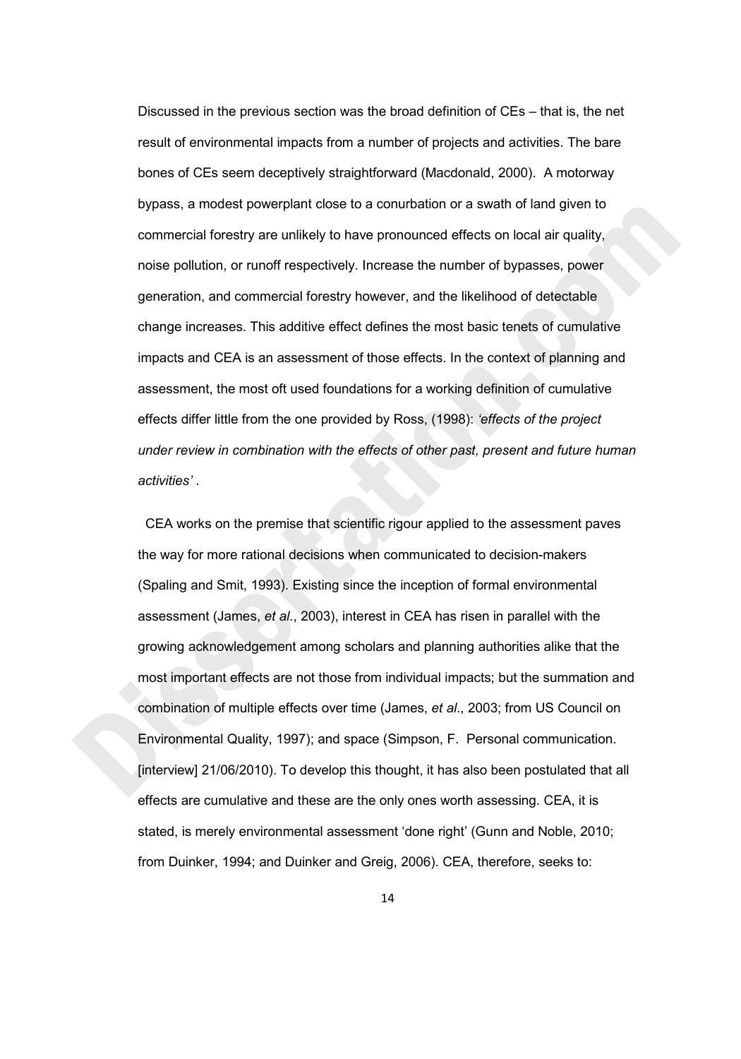Discussed in the previous section was the broad definition of CEs – that is, the net result of environmental impacts from a number of projects and activities. The bare bones of CEs seem deceptively straightforward (Macdonald, 2000). A motorway bypass, a modest powerplant close to a conurbation or a swath of land given to commercial forestry are unlikely to have pronounced effects on local air quality, noise pollution, or runoff respectively. Increase the number of bypasses, power generation, and commercial forestry however, and the likelihood of detectable change increases. This additive effect defines the most basic tenets of cumulative impacts and CEA is an assessment of those effects. In the context of planning and assessment, the most oft used foundations for a working definition of cumulative effects differ little from the one provided by Ross, (1998): *'effects of the project under review in combination with the effects of other past, present and future human activities'* .

CEA works on the premise that scientific rigour applied to the assessment paves the way for more rational decisions when communicated to decision-makers (Spaling and Smit, 1993). Existing since the inception of formal environmental assessment (James, *et al*., 2003), interest in CEA has risen in parallel with the growing acknowledgement among scholars and planning authorities alike that the most important effects are not those from individual impacts; but the summation and combination of multiple effects over time (James, *et al*., 2003; from US Council on Environmental Quality, 1997); and space (Simpson, F. Personal communication. [interview] 21/06/2010). To develop this thought, it has also been postulated that all effects are cumulative and these are the only ones worth assessing. CEA, it is stated, is merely environmental assessment 'done right' (Gunn and Noble, 2010; from Duinker, 1994; and Duinker and Greig, 2006). CEA, therefore, seeks to: